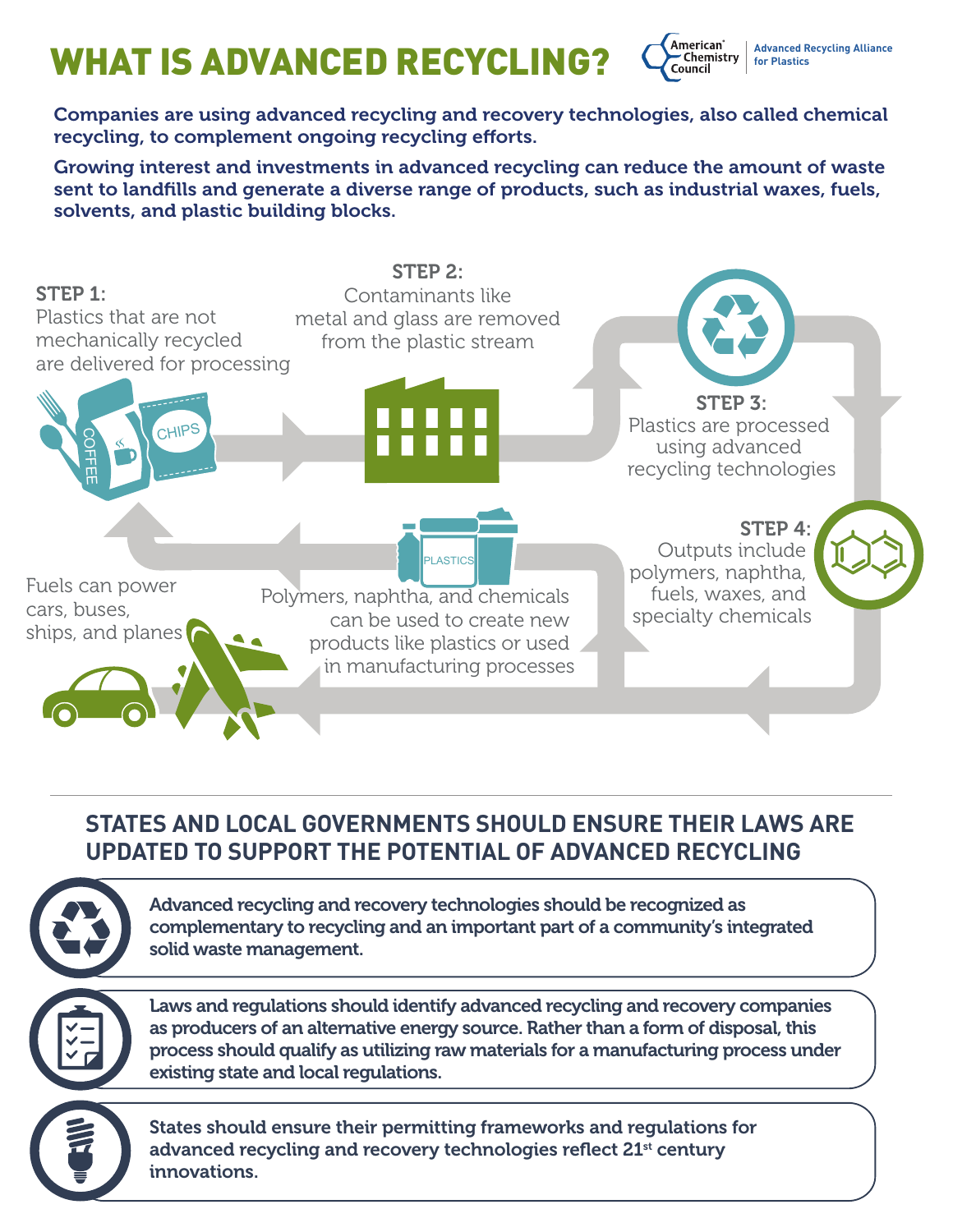# WHAT IS ADVANCED RECYCLING?

American Chemistry Council | Advanced Recycling Alliance for Plastics

**Companies are using advanced recycling and recovery technologies, also called chemical recycling, to complement ongoing recycling efforts.**

**Growing interest and investments in advanced recycling can reduce the amount of waste sent to landfills and generate a diverse range of products, such as industrial waxes, fuels, solvents, and plastic building blocks.**

**STEP 1:**
Plastics that are not mechanically recycled are delivered for processing

COFFEE

CHIPS

**STEP 2:**
Contaminants like metal and glass are removed from the plastic stream

**STEP 3:**
Plastics are processed using advanced recycling technologies

**STEP 4:**
Outputs include polymers, naphtha, fuels, waxes, and specialty chemicals

PLASTICS

Polymers, naphtha, and chemicals can be used to create new products like plastics or used in manufacturing processes

Fuels can power cars, buses, ships, and planes

## STATES AND LOCAL GOVERNMENTS SHOULD ENSURE THEIR LAWS ARE UPDATED TO SUPPORT THE POTENTIAL OF ADVANCED RECYCLING

**Advanced recycling and recovery technologies should be recognized as complementary to recycling and an important part of a community's integrated solid waste management.**

**Laws and regulations should identify advanced recycling and recovery companies as producers of an alternative energy source. Rather than a form of disposal, this process should qualify as utilizing raw materials for a manufacturing process under existing state and local regulations.**

**States should ensure their permitting frameworks and regulations for advanced recycling and recovery technologies reflect 21st century innovations.**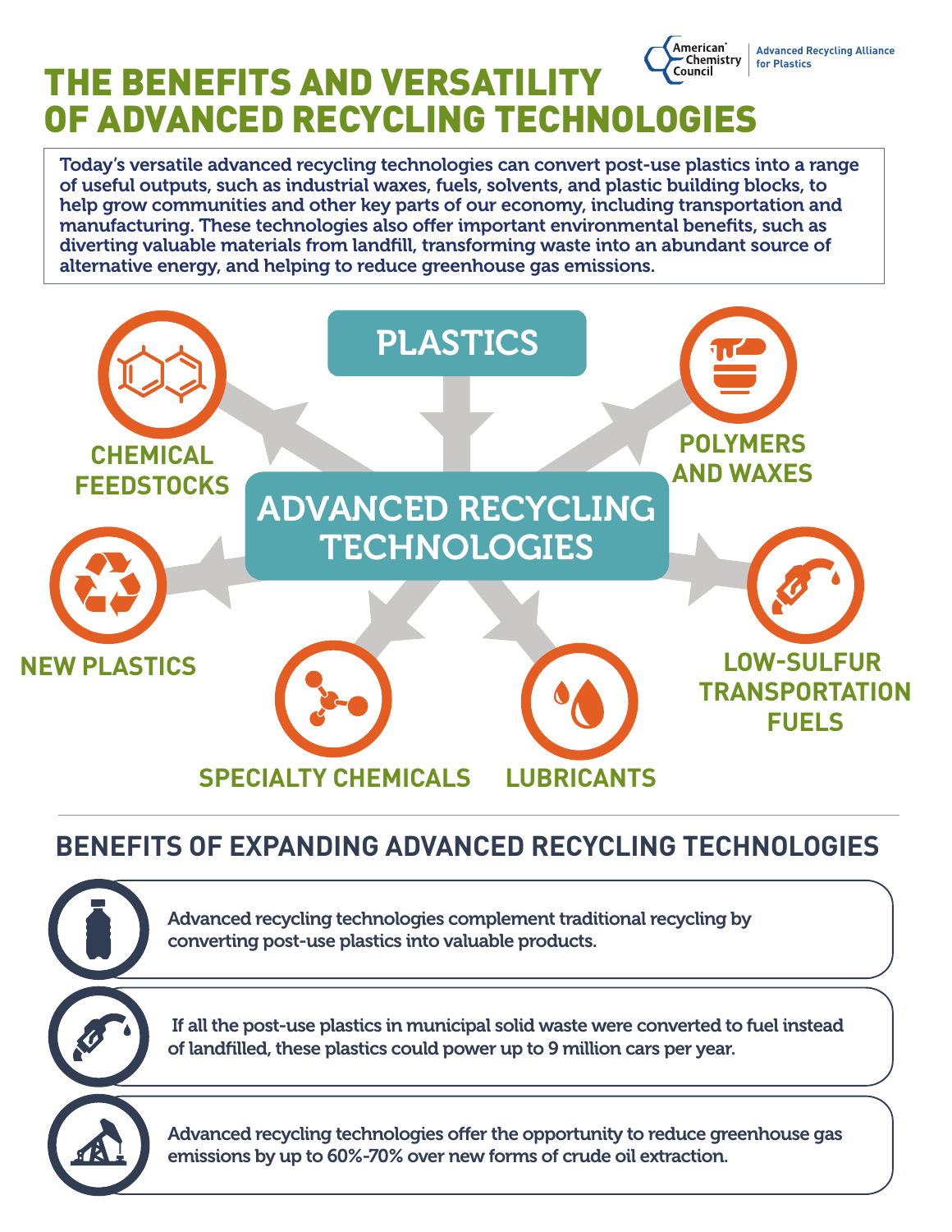American Chemistry Council | Advanced Recycling Alliance for Plastics

# THE BENEFITS AND VERSATILITY OF ADVANCED RECYCLING TECHNOLOGIES

Today's versatile advanced recycling technologies can convert post-use plastics into a range of useful outputs, such as industrial waxes, fuels, solvents, and plastic building blocks, to help grow communities and other key parts of our economy, including transportation and manufacturing. These technologies also offer important environmental benefits, such as diverting valuable materials from landfill, transforming waste into an abundant source of alternative energy, and helping to reduce greenhouse gas emissions.

PLASTICS

ADVANCED RECYCLING TECHNOLOGIES

CHEMICAL FEEDSTOCKS

POLYMERS AND WAXES

NEW PLASTICS

LOW-SULFUR TRANSPORTATION FUELS

SPECIALTY CHEMICALS

LUBRICANTS

## BENEFITS OF EXPANDING ADVANCED RECYCLING TECHNOLOGIES

Advanced recycling technologies complement traditional recycling by converting post-use plastics into valuable products.

If all the post-use plastics in municipal solid waste were converted to fuel instead of landfilled, these plastics could power up to 9 million cars per year.

Advanced recycling technologies offer the opportunity to reduce greenhouse gas emissions by up to 60%-70% over new forms of crude oil extraction.